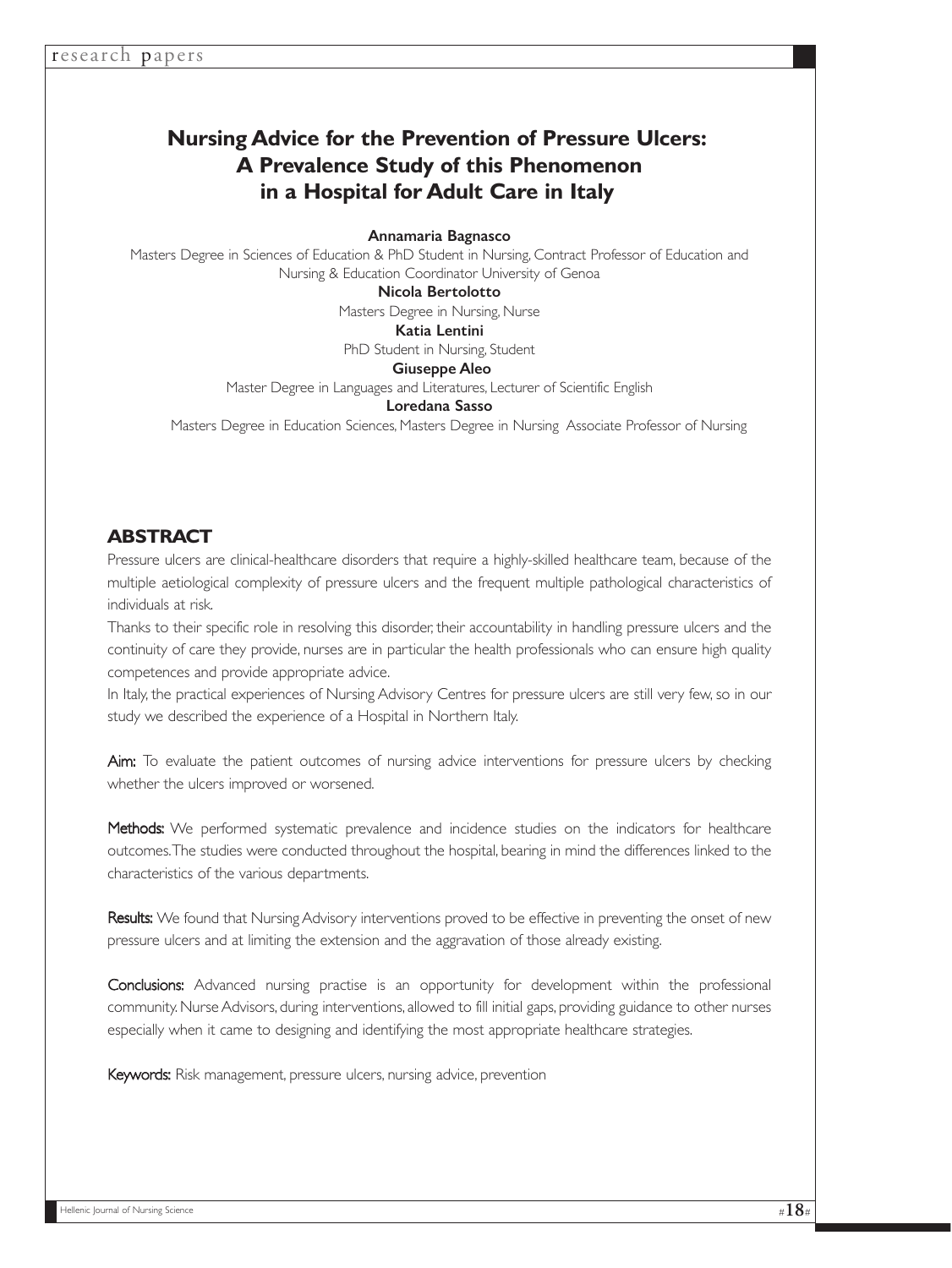# Nursing Advice for the Prevention of Pressure Ulcers: A Prevalence Study of this Phenomenon in a Hospital for Adult Care in Italy

**Annamaria Bagnasco**

Masters Degree in Sciences of Education & PhD Student in Nursing, Contract Professor of Education and Nursing & Education Coordinator University of Genoa

**Nicola Bertolotto**

Masters Degree in Nursing, Nurse

**Katia Lentini**

PhD Student in Nursing, Student

**Giuseppe Aleo**

Master Degree in Languages and Literatures, Lecturer of Scientific English

**Loredana Sasso**

Masters Degree in Education Sciences, Masters Degree in Nursing Associate Professor of Nursing

## ABSTRACT

Pressure ulcers are clinical-healthcare disorders that require a highly-skilled healthcare team, because of the multiple aetiological complexity of pressure ulcers and the frequent multiple pathological characteristics of individuals at risk.

Thanks to their specific role in resolving this disorder, their accountability in handling pressure ulcers and the continuity of care they provide, nurses are in particular the health professionals who can ensure high quality competences and provide appropriate advice.

In Italy, the practical experiences of Nursing Advisory Centres for pressure ulcers are still very few, so in our study we described the experience of a Hospital in Northern Italy.

**Aim:** To evaluate the patient outcomes of nursing advice interventions for pressure ulcers by checking whether the ulcers improved or worsened.

**Methods:** We performed systematic prevalence and incidence studies on the indicators for healthcare outcomes. The studies were conducted throughout the hospital, bearing in mind the differences linked to the characteristics of the various departments.

**Results:** We found that Nursing Advisory interventions proved to be effective in preventing the onset of new pressure ulcers and at limiting the extension and the aggravation of those already existing.

**Conclusions:** Advanced nursing practise is an opportunity for development within the professional community. Nurse Advisors, during interventions, allowed to fill initial gaps, providing guidance to other nurses especially when it came to designing and identifying the most appropriate healthcare strategies.

**Keywords:** Risk management, pressure ulcers, nursing advice, prevention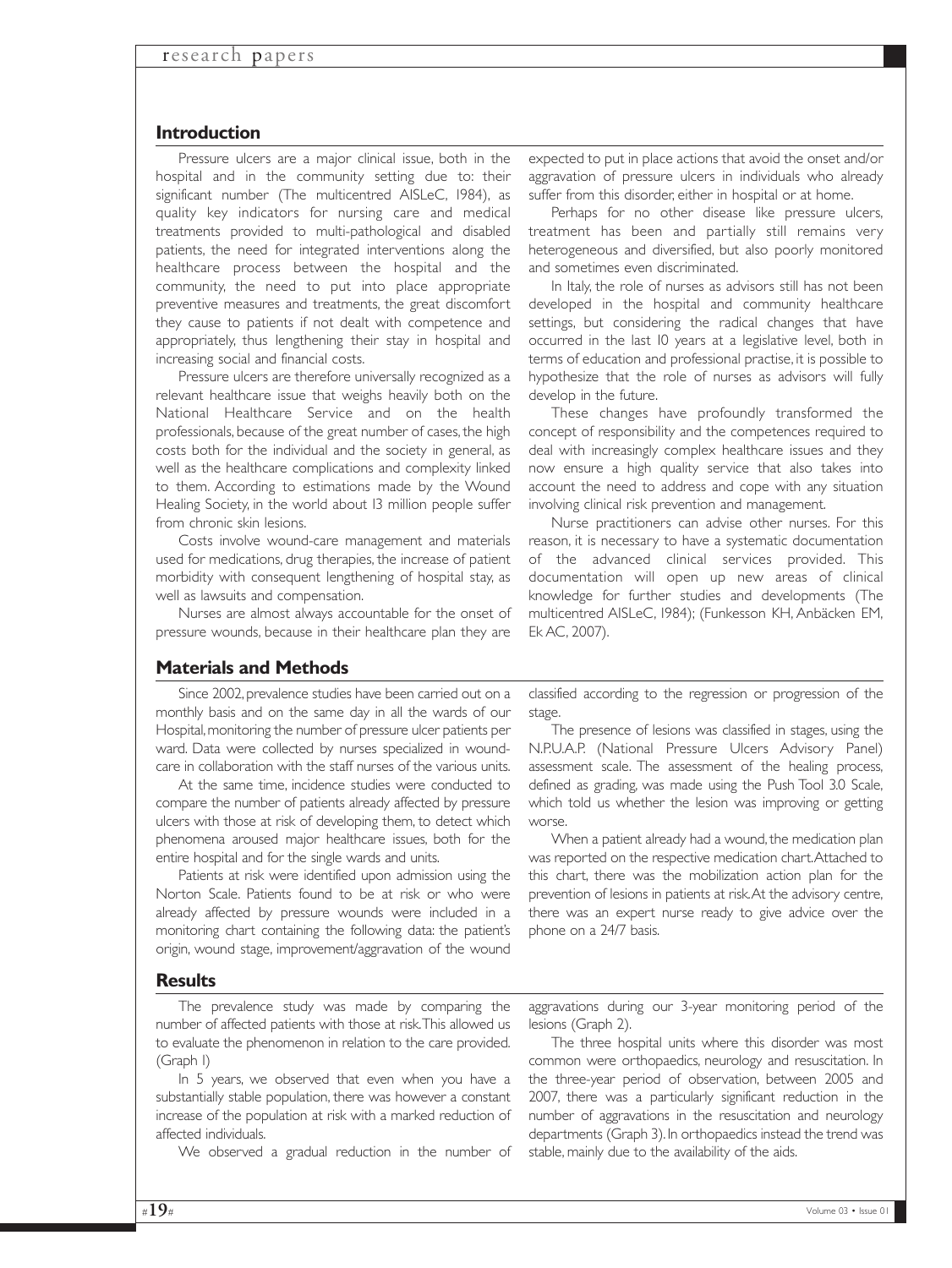## Introduction

Pressure ulcers are a major clinical issue, both in the hospital and in the community setting due to: their significant number (The multicentred AISLeC, 1984), as quality key indicators for nursing care and medical treatments provided to multi-pathological and disabled patients, the need for integrated interventions along the healthcare process between the hospital and the community, the need to put into place appropriate preventive measures and treatments, the great discomfort they cause to patients if not dealt with competence and appropriately, thus lengthening their stay in hospital and increasing social and financial costs.

Pressure ulcers are therefore universally recognized as a relevant healthcare issue that weighs heavily both on the National Healthcare Service and on the health professionals, because of the great number of cases, the high costs both for the individual and the society in general, as well as the healthcare complications and complexity linked to them. According to estimations made by the Wound Healing Society, in the world about 13 million people suffer from chronic skin lesions.

Costs involve wound-care management and materials used for medications, drug therapies, the increase of patient morbidity with consequent lengthening of hospital stay, as well as lawsuits and compensation.

Nurses are almost always accountable for the onset of pressure wounds, because in their healthcare plan they are expected to put in place actions that avoid the onset and/or aggravation of pressure ulcers in individuals who already suffer from this disorder, either in hospital or at home.

Perhaps for no other disease like pressure ulcers, treatment has been and partially still remains very heterogeneous and diversified, but also poorly monitored and sometimes even discriminated.

In Italy, the role of nurses as advisors still has not been developed in the hospital and community healthcare settings, but considering the radical changes that have occurred in the last 10 years at a legislative level, both in terms of education and professional practise, it is possible to hypothesize that the role of nurses as advisors will fully develop in the future.

These changes have profoundly transformed the concept of responsibility and the competences required to deal with increasingly complex healthcare issues and they now ensure a high quality service that also takes into account the need to address and cope with any situation involving clinical risk prevention and management.

Nurse practitioners can advise other nurses. For this reason, it is necessary to have a systematic documentation of the advanced clinical services provided. This documentation will open up new areas of clinical knowledge for further studies and developments (The multicentred AISLeC, 1984); (Funkesson KH, Anbäcken EM, Ek AC, 2007).

## Materials and Methods

Since 2002, prevalence studies have been carried out on a monthly basis and on the same day in all the wards of our Hospital, monitoring the number of pressure ulcer patients per ward. Data were collected by nurses specialized in wound-care in collaboration with the staff nurses of the various units.

At the same time, incidence studies were conducted to compare the number of patients already affected by pressure ulcers with those at risk of developing them, to detect which phenomena aroused major healthcare issues, both for the entire hospital and for the single wards and units.

Patients at risk were identified upon admission using the Norton Scale. Patients found to be at risk or who were already affected by pressure wounds were included in a monitoring chart containing the following data: the patient's origin, wound stage, improvement/aggravation of the wound classified according to the regression or progression of the stage.

The presence of lesions was classified in stages, using the N.P.U.A.P. (National Pressure Ulcers Advisory Panel) assessment scale. The assessment of the healing process, defined as grading, was made using the Push Tool 3.0 Scale, which told us whether the lesion was improving or getting worse.

When a patient already had a wound, the medication plan was reported on the respective medication chart. Attached to this chart, there was the mobilization action plan for the prevention of lesions in patients at risk. At the advisory centre, there was an expert nurse ready to give advice over the phone on a 24/7 basis.

## Results

The prevalence study was made by comparing the number of affected patients with those at risk. This allowed us to evaluate the phenomenon in relation to the care provided. (Graph 1)

In 5 years, we observed that even when you have a substantially stable population, there was however a constant increase of the population at risk with a marked reduction of affected individuals.

We observed a gradual reduction in the number of aggravations during our 3-year monitoring period of the lesions (Graph 2).

The three hospital units where this disorder was most common were orthopaedics, neurology and resuscitation. In the three-year period of observation, between 2005 and 2007, there was a particularly significant reduction in the number of aggravations in the resuscitation and neurology departments (Graph 3). In orthopaedics instead the trend was stable, mainly due to the availability of the aids.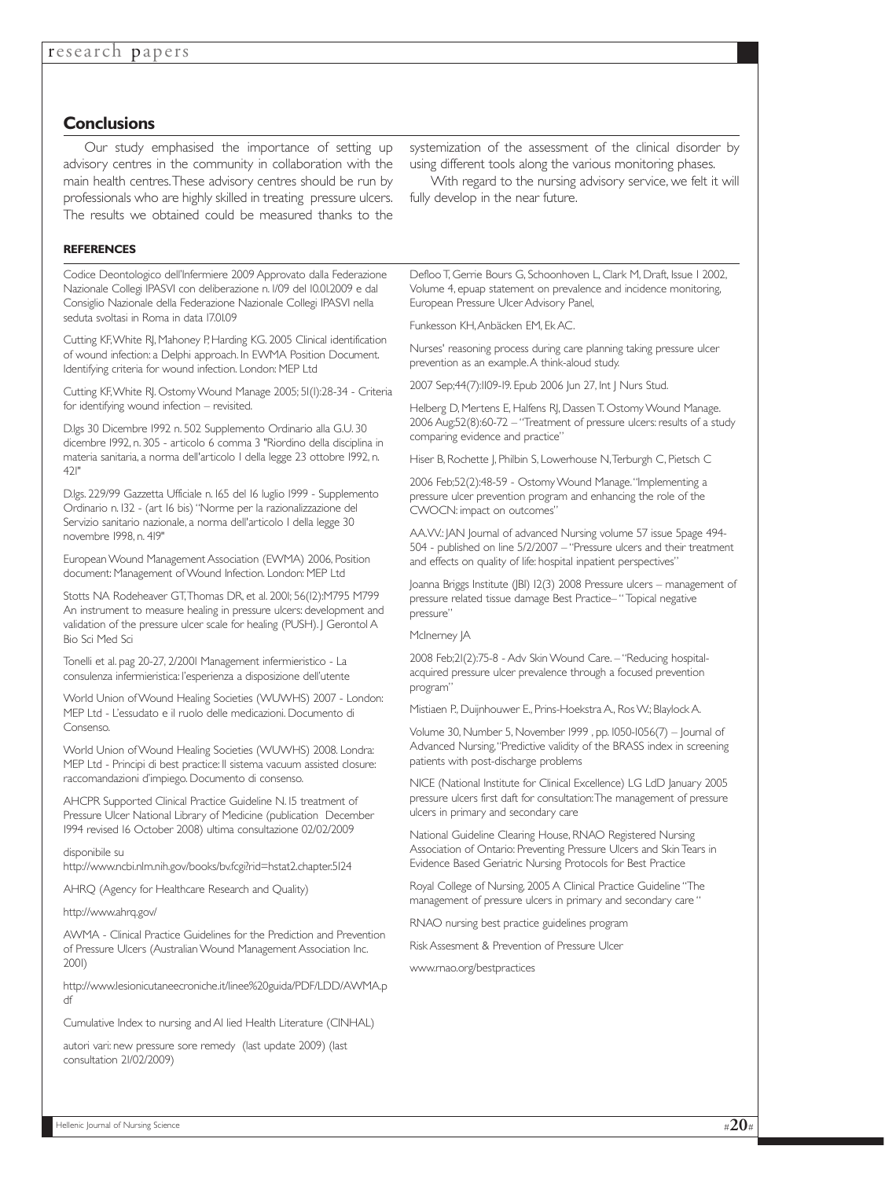## Conclusions

Our study emphasised the importance of setting up advisory centres in the community in collaboration with the main health centres. These advisory centres should be run by professionals who are highly skilled in treating pressure ulcers. The results we obtained could be measured thanks to the systemization of the assessment of the clinical disorder by using different tools along the various monitoring phases.

With regard to the nursing advisory service, we felt it will fully develop in the near future.

### REFERENCES

Codice Deontologico dell'Infermiere 2009 Approvato dalla Federazione Nazionale Collegi IPASVI con deliberazione n. 1/09 del 10.01.2009 e dal Consiglio Nazionale della Federazione Nazionale Collegi IPASVI nella seduta svoltasi in Roma in data 17.01.09

Cutting KF, White RJ, Mahoney P, Harding KG. 2005 Clinical identification of wound infection: a Delphi approach. In EWMA Position Document. Identifying criteria for wound infection. London: MEP Ltd

Cutting KF, White RJ. Ostomy Wound Manage 2005; 51(1):28-34 - Criteria for identifying wound infection – revisited.

D.lgs 30 Dicembre 1992 n. 502 Supplemento Ordinario alla G.U. 30 dicembre 1992, n. 305 - articolo 6 comma 3 "Riordino della disciplina in materia sanitaria, a norma dell'articolo 1 della legge 23 ottobre 1992, n. 421"

D.lgs. 229/99 Gazzetta Ufficiale n. 165 del 16 luglio 1999 - Supplemento Ordinario n. 132 - (art 16 bis) "Norme per la razionalizzazione del Servizio sanitario nazionale, a norma dell'articolo 1 della legge 30 novembre 1998, n. 419"

European Wound Management Association (EWMA) 2006, Position document: Management of Wound Infection. London: MEP Ltd

Stotts NA Rodeheaver GT, Thomas DR, et al. 2001; 56(12):M795 M799 An instrument to measure healing in pressure ulcers: development and validation of the pressure ulcer scale for healing (PUSH). J Gerontol A Bio Sci Med Sci

Tonelli et al. pag 20-27, 2/2001 Management infermieristico - La consulenza infermieristica: l'esperienza a disposizione dell'utente

World Union of Wound Healing Societies (WUWHS) 2007 - London: MEP Ltd - L'essudato e il ruolo delle medicazioni. Documento di Consenso.

World Union of Wound Healing Societies (WUWHS) 2008. Londra: MEP Ltd - Principi di best practice: Il sistema vacuum assisted closure: raccomandazioni d'impiego. Documento di consenso.

AHCPR Supported Clinical Practice Guideline N. 15 treatment of Pressure Ulcer National Library of Medicine (publication December 1994 revised 16 October 2008) ultima consultazione 02/02/2009

disponibile su
http://www.ncbi.nlm.nih.gov/books/bv.fcgi?rid=hstat2.chapter.5124

AHRQ (Agency for Healthcare Research and Quality)

http://www.ahrq.gov/

AWMA - Clinical Practice Guidelines for the Prediction and Prevention of Pressure Ulcers (Australian Wound Management Association Inc. 2001)

http://www.lesionicutaneecroniche.it/linee%20guida/PDF/LDD/AWMA.pdf

Cumulative Index to nursing and Al lied Health Literature (CINHAL)

autori vari: new pressure sore remedy (last update 2009) (last consultation 21/02/2009)

Defloo T, Gerrie Bours G, Schoonhoven L, Clark M, Draft, Issue 1 2002, Volume 4, epuap statement on prevalence and incidence monitoring, European Pressure Ulcer Advisory Panel,

Funkesson KH, Anbäcken EM, Ek AC.

Nurses' reasoning process during care planning taking pressure ulcer prevention as an example. A think-aloud study.

2007 Sep;44(7):1109-19. Epub 2006 Jun 27, Int J Nurs Stud.

Helberg D, Mertens E, Halfens RJ, Dassen T. Ostomy Wound Manage. 2006 Aug;52(8):60-72 – "Treatment of pressure ulcers: results of a study comparing evidence and practice"

Hiser B, Rochette J, Philbin S, Lowerhouse N, Terburgh C, Pietsch C

2006 Feb;52(2):48-59 - Ostomy Wound Manage. "Implementing a pressure ulcer prevention program and enhancing the role of the CWOCN: impact on outcomes"

AA.VV.: JAN Journal of advanced Nursing volume 57 issue 5page 494-504 - published on line 5/2/2007 – "Pressure ulcers and their treatment and effects on quality of life: hospital inpatient perspectives"

Joanna Briggs Institute (JBI) 12(3) 2008 Pressure ulcers – management of pressure related tissue damage Best Practice– "Topical negative pressure"

McInerney JA

2008 Feb;21(2):75-8 - Adv Skin Wound Care. – "Reducing hospital-acquired pressure ulcer prevalence through a focused prevention program"

Mistiaen P., Duijnhouwer E., Prins-Hoekstra A., Ros W.; Blaylock A.

Volume 30, Number 5, November 1999 , pp. 1050-1056(7) – Journal of Advanced Nursing, "Predictive validity of the BRASS index in screening patients with post-discharge problems

NICE (National Institute for Clinical Excellence) LG LdD January 2005 pressure ulcers first daft for consultation: The management of pressure ulcers in primary and secondary care

National Guideline Clearing House, RNAO Registered Nursing Association of Ontario: Preventing Pressure Ulcers and Skin Tears in Evidence Based Geriatric Nursing Protocols for Best Practice

Royal College of Nursing, 2005 A Clinical Practice Guideline "The management of pressure ulcers in primary and secondary care "

RNAO nursing best practice guidelines program

Risk Assesment & Prevention of Pressure Ulcer

www.rnao.org/bestpractices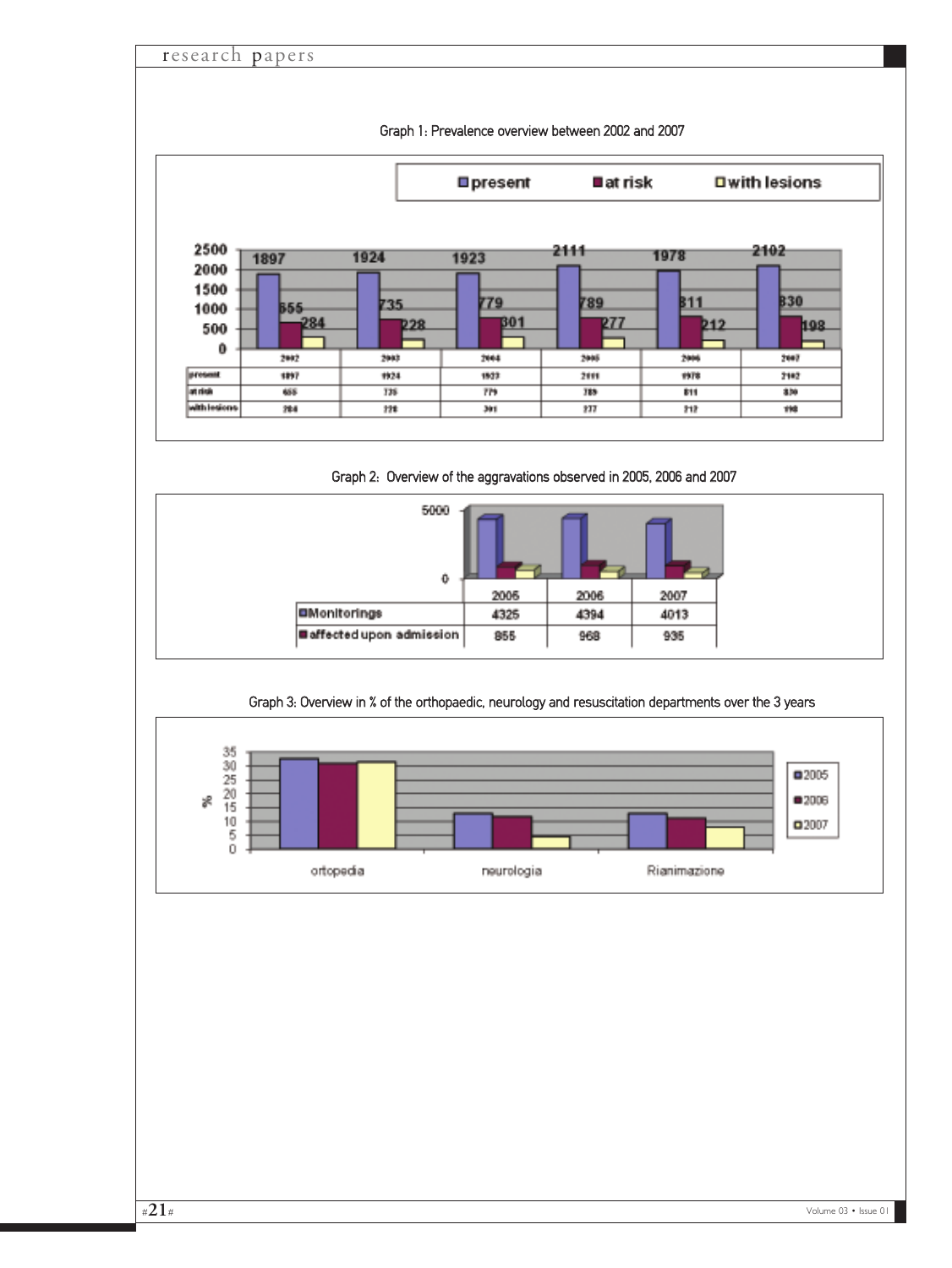Graph 1: Prevalence overview between 2002 and 2007

present
at risk
with lesions

2500
2000
1500
1000
500
0

1897 655 284
1924 735 228
1923 779 301
2111 789 277
1978 811 212
2102 830 198

2002 2003 2004 2005 2006 2007
present 1897 1924 1923 2111 1978 2102
at risk 655 735 779 789 811 830
with lesions 284 228 301 277 212 198

Graph 2: Overview of the aggravations observed in 2005, 2006 and 2007

5000
0

2005 2006 2007
Monitorings 4325 4394 4013
affected upon admission 855 968 935

Graph 3: Overview in % of the orthopaedic, neurology and resuscitation departments over the 3 years

%
35
30
25
20
15
10
5
0

ortopedia
neurologia
Rianimazione

2005
2006
2007